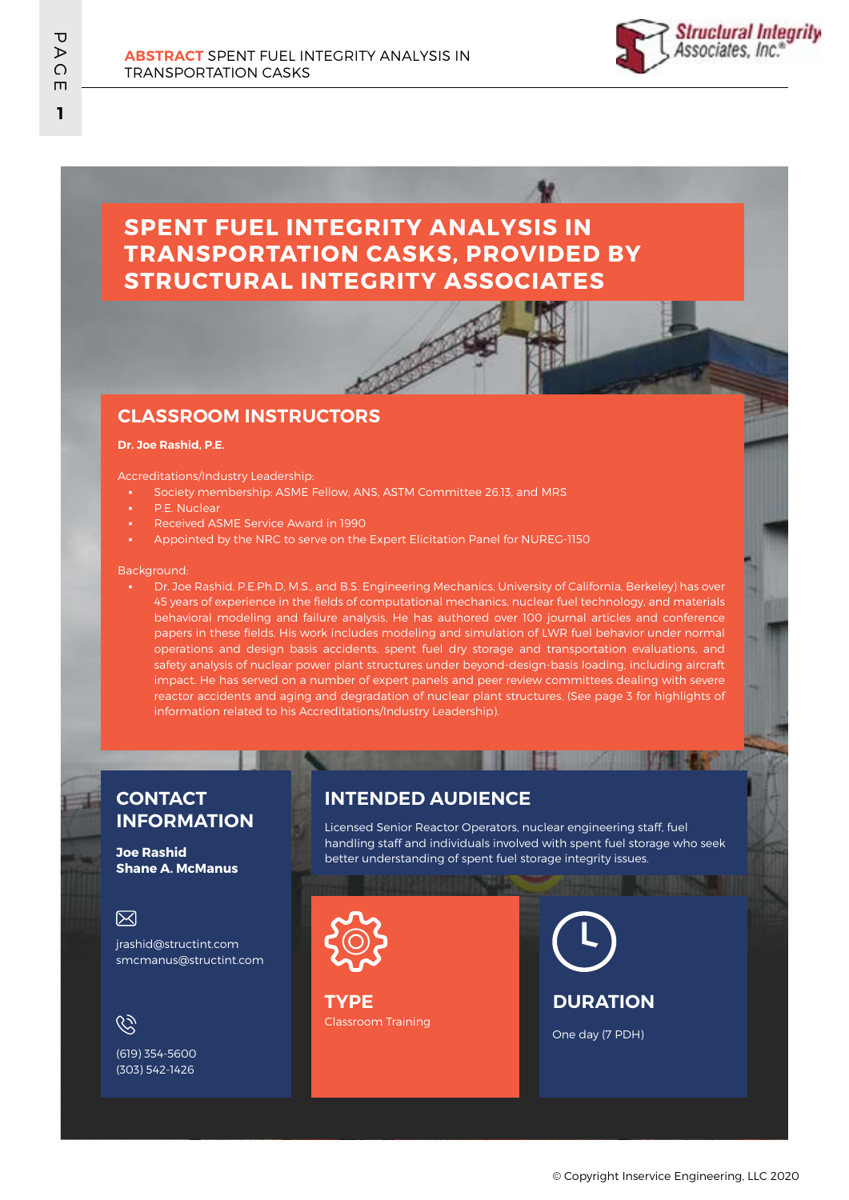# SPENT FUEL INTEGRITY ANALYSIS IN TRANSPORTATION CASKS, PROVIDED BY STRUCTURAL INTEGRITY ASSOCIATES

## CLASSROOM INSTRUCTORS

**Dr. Joe Rashid, P.E.**

Accreditations/Industry Leadership:

- Society membership: ASME Fellow, ANS, ASTM Committee 26.13, and MRS
- P.E. Nuclear
- Received ASME Service Award in 1990
- Appointed by the NRC to serve on the Expert Elicitation Panel for NUREG-1150

Background:

- Dr. Joe Rashid, P.E.Ph.D, M.S., and B.S. Engineering Mechanics, University of California, Berkeley) has over 45 years of experience in the fields of computational mechanics, nuclear fuel technology, and materials behavioral modeling and failure analysis. He has authored over 100 journal articles and conference papers in these fields. His work includes modeling and simulation of LWR fuel behavior under normal operations and design basis accidents, spent fuel dry storage and transportation evaluations, and safety analysis of nuclear power plant structures under beyond-design-basis loading, including aircraft impact. He has served on a number of expert panels and peer review committees dealing with severe reactor accidents and aging and degradation of nuclear plant structures. (See page 3 for highlights of information related to his Accreditations/Industry Leadership).

## CONTACT INFORMATION

**Joe Rashid**
**Shane A. McManus**

jrashid@structint.com
smcmanus@structint.com

(619) 354-5600
(303) 542-1426

## INTENDED AUDIENCE

Licensed Senior Reactor Operators, nuclear engineering staff, fuel handling staff and individuals involved with spent fuel storage who seek better understanding of spent fuel storage integrity issues.

## TYPE

Classroom Training

## DURATION

One day (7 PDH)

© Copyright Inservice Engineering, LLC 2020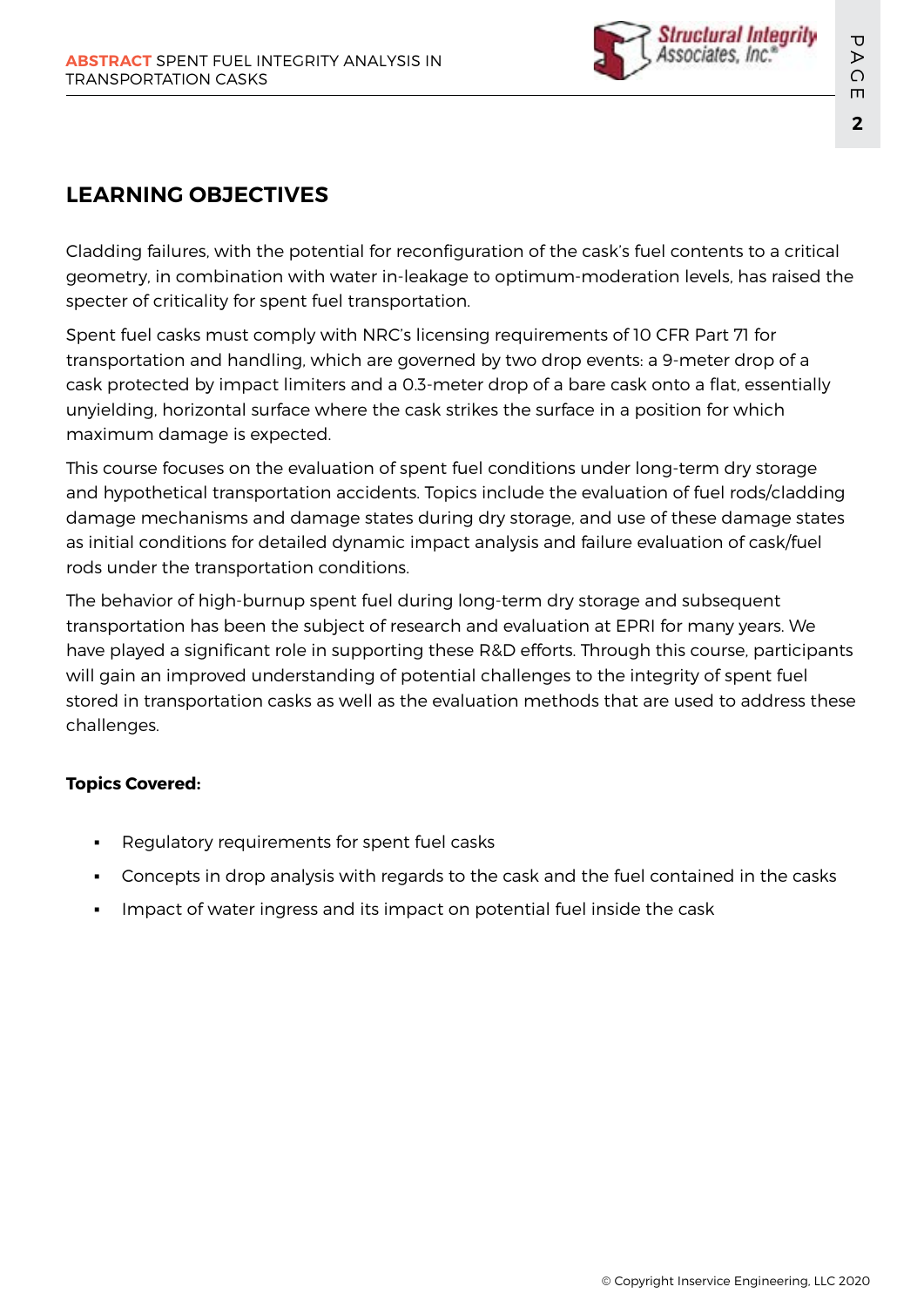## LEARNING OBJECTIVES

Cladding failures, with the potential for reconfiguration of the cask's fuel contents to a critical geometry, in combination with water in-leakage to optimum-moderation levels, has raised the specter of criticality for spent fuel transportation.

Spent fuel casks must comply with NRC's licensing requirements of 10 CFR Part 71 for transportation and handling, which are governed by two drop events: a 9-meter drop of a cask protected by impact limiters and a 0.3-meter drop of a bare cask onto a flat, essentially unyielding, horizontal surface where the cask strikes the surface in a position for which maximum damage is expected.

This course focuses on the evaluation of spent fuel conditions under long-term dry storage and hypothetical transportation accidents. Topics include the evaluation of fuel rods/cladding damage mechanisms and damage states during dry storage, and use of these damage states as initial conditions for detailed dynamic impact analysis and failure evaluation of cask/fuel rods under the transportation conditions.

The behavior of high-burnup spent fuel during long-term dry storage and subsequent transportation has been the subject of research and evaluation at EPRI for many years. We have played a significant role in supporting these R&D efforts. Through this course, participants will gain an improved understanding of potential challenges to the integrity of spent fuel stored in transportation casks as well as the evaluation methods that are used to address these challenges.

**Topics Covered:**

- Regulatory requirements for spent fuel casks
- Concepts in drop analysis with regards to the cask and the fuel contained in the casks
- Impact of water ingress and its impact on potential fuel inside the cask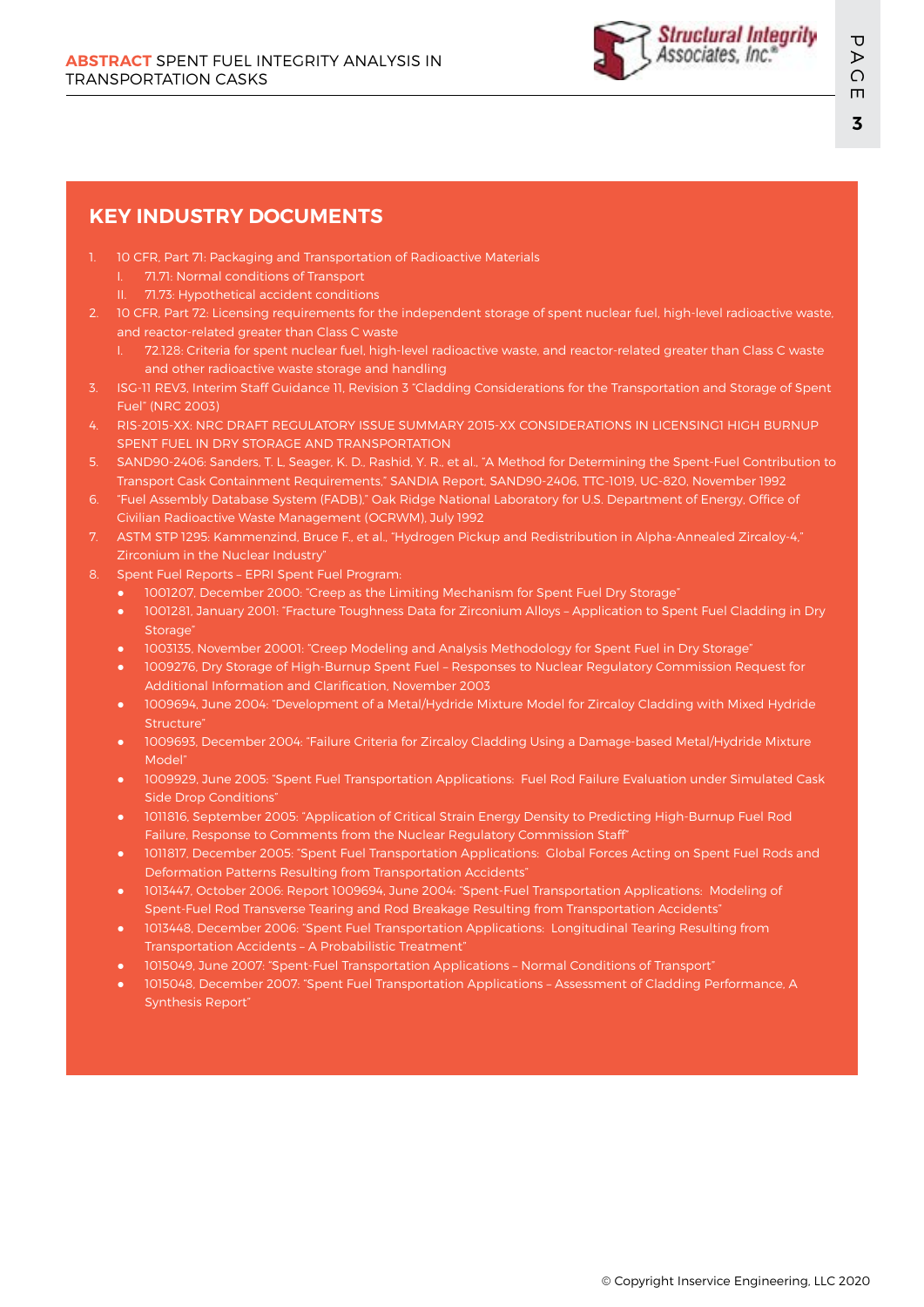## KEY INDUSTRY DOCUMENTS

1. 10 CFR, Part 71: Packaging and Transportation of Radioactive Materials
   - I. 71.71: Normal conditions of Transport
   - II. 71.73: Hypothetical accident conditions
2. 10 CFR, Part 72: Licensing requirements for the independent storage of spent nuclear fuel, high-level radioactive waste, and reactor-related greater than Class C waste
   - I. 72.128: Criteria for spent nuclear fuel, high-level radioactive waste, and reactor-related greater than Class C waste and other radioactive waste storage and handling
3. ISG-11 REV3, Interim Staff Guidance 11, Revision 3 "Cladding Considerations for the Transportation and Storage of Spent Fuel" (NRC 2003)
4. RIS-2015-XX: NRC DRAFT REGULATORY ISSUE SUMMARY 2015-XX CONSIDERATIONS IN LICENSING1 HIGH BURNUP SPENT FUEL IN DRY STORAGE AND TRANSPORTATION
5. SAND90-2406: Sanders, T. L, Seager, K. D., Rashid, Y. R., et al., "A Method for Determining the Spent-Fuel Contribution to Transport Cask Containment Requirements," SANDIA Report, SAND90-2406, TTC-1019, UC-820, November 1992
6. "Fuel Assembly Database System (FADB)," Oak Ridge National Laboratory for U.S. Department of Energy, Office of Civilian Radioactive Waste Management (OCRWM), July 1992
7. ASTM STP 1295: Kammenzind, Bruce F., et al., "Hydrogen Pickup and Redistribution in Alpha-Annealed Zircaloy-4," Zirconium in the Nuclear Industry"
8. Spent Fuel Reports – EPRI Spent Fuel Program:
   - 1001207, December 2000: "Creep as the Limiting Mechanism for Spent Fuel Dry Storage"
   - 1001281, January 2001: "Fracture Toughness Data for Zirconium Alloys – Application to Spent Fuel Cladding in Dry Storage"
   - 1003135, November 20001: "Creep Modeling and Analysis Methodology for Spent Fuel in Dry Storage"
   - 1009276, Dry Storage of High-Burnup Spent Fuel – Responses to Nuclear Regulatory Commission Request for Additional Information and Clarification, November 2003
   - 1009694, June 2004: "Development of a Metal/Hydride Mixture Model for Zircaloy Cladding with Mixed Hydride Structure"
   - 1009693, December 2004: "Failure Criteria for Zircaloy Cladding Using a Damage-based Metal/Hydride Mixture Model"
   - 1009929, June 2005: "Spent Fuel Transportation Applications: Fuel Rod Failure Evaluation under Simulated Cask Side Drop Conditions"
   - 1011816, September 2005: "Application of Critical Strain Energy Density to Predicting High-Burnup Fuel Rod Failure, Response to Comments from the Nuclear Regulatory Commission Staff"
   - 1011817, December 2005: "Spent Fuel Transportation Applications: Global Forces Acting on Spent Fuel Rods and Deformation Patterns Resulting from Transportation Accidents"
   - 1013447, October 2006: Report 1009694, June 2004: "Spent-Fuel Transportation Applications: Modeling of Spent-Fuel Rod Transverse Tearing and Rod Breakage Resulting from Transportation Accidents"
   - 1013448, December 2006: "Spent Fuel Transportation Applications: Longitudinal Tearing Resulting from Transportation Accidents – A Probabilistic Treatment"
   - 1015049, June 2007: "Spent-Fuel Transportation Applications – Normal Conditions of Transport"
   - 1015048, December 2007: "Spent Fuel Transportation Applications – Assessment of Cladding Performance, A Synthesis Report"

© Copyright Inservice Engineering, LLC 2020